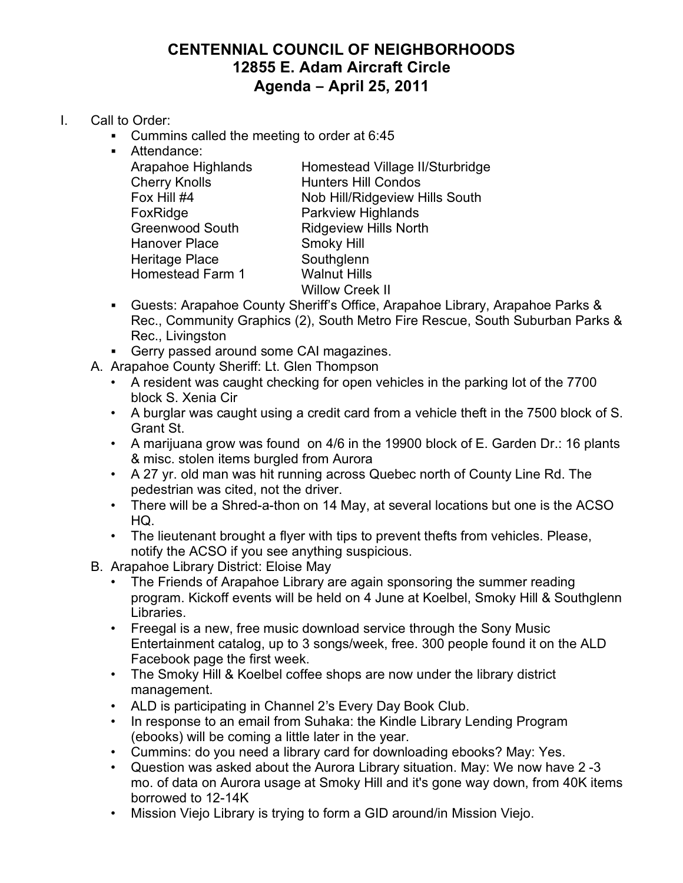# CENTENNIAL COUNCIL OF NEIGHBORHOODS
## 12855 E. Adam Aircraft Circle
## Agenda – April 25, 2011

I. Call to Order:
   - Cummins called the meeting to order at 6:45
   - Attendance:

     Arapahoe Highlands
     Cherry Knolls
     Fox Hill #4
     FoxRidge
     Greenwood South
     Hanover Place
     Heritage Place
     Homestead Farm 1
     Homestead Village II/Sturbridge
     Hunters Hill Condos
     Nob Hill/Ridgeview Hills South
     Parkview Highlands
     Ridgeview Hills North
     Smoky Hill
     Southglenn
     Walnut Hills
     Willow Creek II

   - Guests: Arapahoe County Sheriff's Office, Arapahoe Library, Arapahoe Parks & Rec., Community Graphics (2), South Metro Fire Rescue, South Suburban Parks & Rec., Livingston
   - Gerry passed around some CAI magazines.

A. Arapahoe County Sheriff: Lt. Glen Thompson
   - A resident was caught checking for open vehicles in the parking lot of the 7700 block S. Xenia Cir
   - A burglar was caught using a credit card from a vehicle theft in the 7500 block of S. Grant St.
   - A marijuana grow was found on 4/6 in the 19900 block of E. Garden Dr.: 16 plants & misc. stolen items burgled from Aurora
   - A 27 yr. old man was hit running across Quebec north of County Line Rd. The pedestrian was cited, not the driver.
   - There will be a Shred-a-thon on 14 May, at several locations but one is the ACSO HQ.
   - The lieutenant brought a flyer with tips to prevent thefts from vehicles. Please, notify the ACSO if you see anything suspicious.

B. Arapahoe Library District: Eloise May
   - The Friends of Arapahoe Library are again sponsoring the summer reading program. Kickoff events will be held on 4 June at Koelbel, Smoky Hill & Southglenn Libraries.
   - Freegal is a new, free music download service through the Sony Music Entertainment catalog, up to 3 songs/week, free. 300 people found it on the ALD Facebook page the first week.
   - The Smoky Hill & Koelbel coffee shops are now under the library district management.
   - ALD is participating in Channel 2's Every Day Book Club.
   - In response to an email from Suhaka: the Kindle Library Lending Program (ebooks) will be coming a little later in the year.
   - Cummins: do you need a library card for downloading ebooks? May: Yes.
   - Question was asked about the Aurora Library situation. May: We now have 2 -3 mo. of data on Aurora usage at Smoky Hill and it's gone way down, from 40K items borrowed to 12-14K
   - Mission Viejo Library is trying to form a GID around/in Mission Viejo.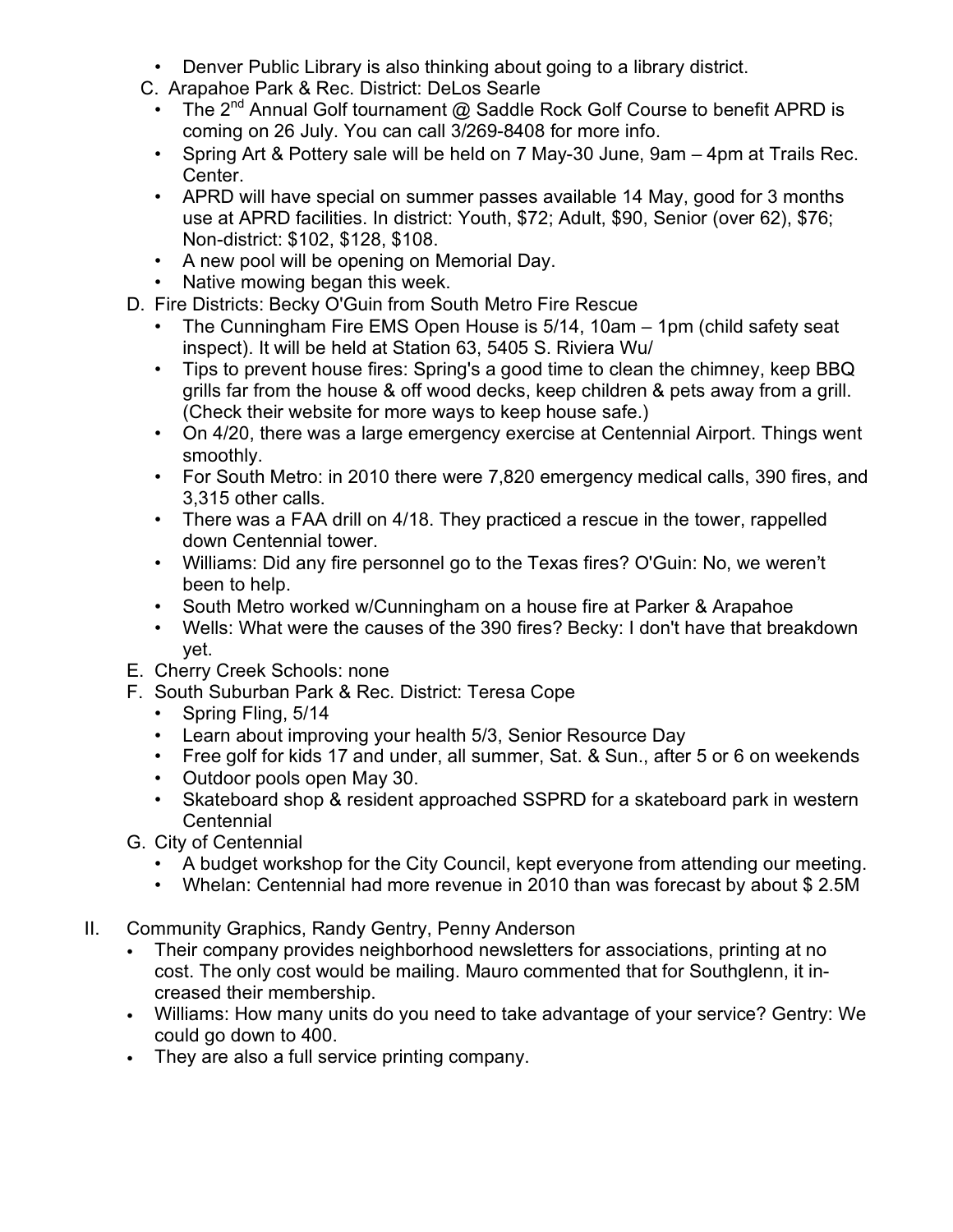- Denver Public Library is also thinking about going to a library district.

C. Arapahoe Park & Rec. District: DeLos Searle

- The 2nd Annual Golf tournament @ Saddle Rock Golf Course to benefit APRD is coming on 26 July. You can call 3/269-8408 for more info.
- Spring Art & Pottery sale will be held on 7 May-30 June, 9am – 4pm at Trails Rec. Center.
- APRD will have special on summer passes available 14 May, good for 3 months use at APRD facilities. In district: Youth, $72; Adult, $90, Senior (over 62), $76; Non-district: $102, $128, $108.
- A new pool will be opening on Memorial Day.
- Native mowing began this week.

D. Fire Districts: Becky O'Guin from South Metro Fire Rescue

- The Cunningham Fire EMS Open House is 5/14, 10am – 1pm (child safety seat inspect). It will be held at Station 63, 5405 S. Riviera Wu/
- Tips to prevent house fires: Spring's a good time to clean the chimney, keep BBQ grills far from the house & off wood decks, keep children & pets away from a grill. (Check their website for more ways to keep house safe.)
- On 4/20, there was a large emergency exercise at Centennial Airport. Things went smoothly.
- For South Metro: in 2010 there were 7,820 emergency medical calls, 390 fires, and 3,315 other calls.
- There was a FAA drill on 4/18. They practiced a rescue in the tower, rappelled down Centennial tower.
- Williams: Did any fire personnel go to the Texas fires? O'Guin: No, we weren't been to help.
- South Metro worked w/Cunningham on a house fire at Parker & Arapahoe
- Wells: What were the causes of the 390 fires? Becky: I don't have that breakdown yet.

E. Cherry Creek Schools: none

F. South Suburban Park & Rec. District: Teresa Cope

- Spring Fling, 5/14
- Learn about improving your health 5/3, Senior Resource Day
- Free golf for kids 17 and under, all summer, Sat. & Sun., after 5 or 6 on weekends
- Outdoor pools open May 30.
- Skateboard shop & resident approached SSPRD for a skateboard park in western Centennial

G. City of Centennial

- A budget workshop for the City Council, kept everyone from attending our meeting.
- Whelan: Centennial had more revenue in 2010 than was forecast by about $ 2.5M

II. Community Graphics, Randy Gentry, Penny Anderson

- Their company provides neighborhood newsletters for associations, printing at no cost. The only cost would be mailing. Mauro commented that for Southglenn, it increased their membership.
- Williams: How many units do you need to take advantage of your service? Gentry: We could go down to 400.
- They are also a full service printing company.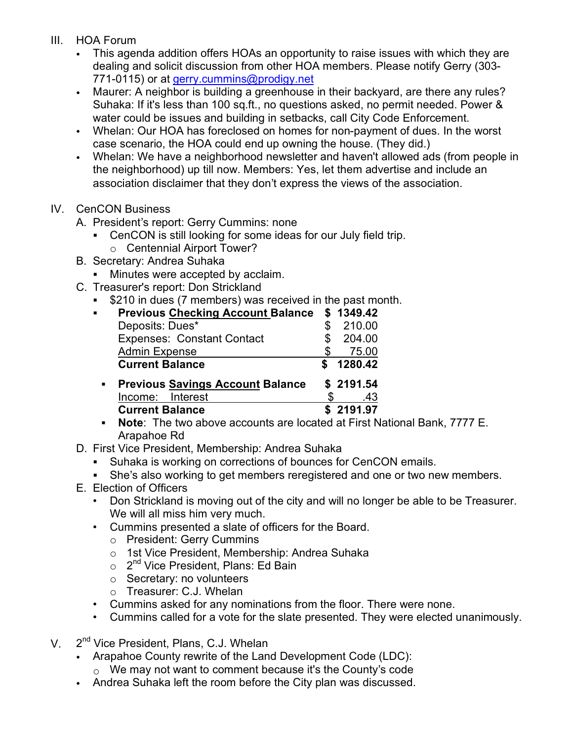III. HOA Forum

- This agenda addition offers HOAs an opportunity to raise issues with which they are dealing and solicit discussion from other HOA members. Please notify Gerry (303-771-0115) or at gerry.cummins@prodigy.net
- Maurer: A neighbor is building a greenhouse in their backyard, are there any rules? Suhaka: If it's less than 100 sq.ft., no questions asked, no permit needed. Power & water could be issues and building in setbacks, call City Code Enforcement.
- Whelan: Our HOA has foreclosed on homes for non-payment of dues. In the worst case scenario, the HOA could end up owning the house. (They did.)
- Whelan: We have a neighborhood newsletter and haven't allowed ads (from people in the neighborhood) up till now. Members: Yes, let them advertise and include an association disclaimer that they don't express the views of the association.

IV. CenCON Business

A. President's report: Gerry Cummins: none
   - CenCON is still looking for some ideas for our July field trip.
     - Centennial Airport Tower?

B. Secretary: Andrea Suhaka
   - Minutes were accepted by acclaim.

C. Treasurer's report: Don Strickland
   - $210 in dues (7 members) was received in the past month.
   - **Previous Checking Account Balance** — **$ 1349.42**
     - Deposits: Dues* — $ 210.00
     - Expenses: Constant Contact — $ 204.00
     - Admin Expense — $ 75.00
     - **Current Balance** — **$ 1280.42**
   - **Previous Savings Account Balance** — **$ 2191.54**
     - Income: Interest — $ .43
     - **Current Balance** — **$ 2191.97**
   - **Note**: The two above accounts are located at First National Bank, 7777 E. Arapahoe Rd

D. First Vice President, Membership: Andrea Suhaka
   - Suhaka is working on corrections of bounces for CenCON emails.
   - She's also working to get members reregistered and one or two new members.

E. Election of Officers
   - Don Strickland is moving out of the city and will no longer be able to be Treasurer. We will all miss him very much.
   - Cummins presented a slate of officers for the Board.
     - President: Gerry Cummins
     - 1st Vice President, Membership: Andrea Suhaka
     - 2nd Vice President, Plans: Ed Bain
     - Secretary: no volunteers
     - Treasurer: C.J. Whelan
   - Cummins asked for any nominations from the floor. There were none.
   - Cummins called for a vote for the slate presented. They were elected unanimously.

V. 2nd Vice President, Plans, C.J. Whelan

- Arapahoe County rewrite of the Land Development Code (LDC):
  - We may not want to comment because it's the County's code
- Andrea Suhaka left the room before the City plan was discussed.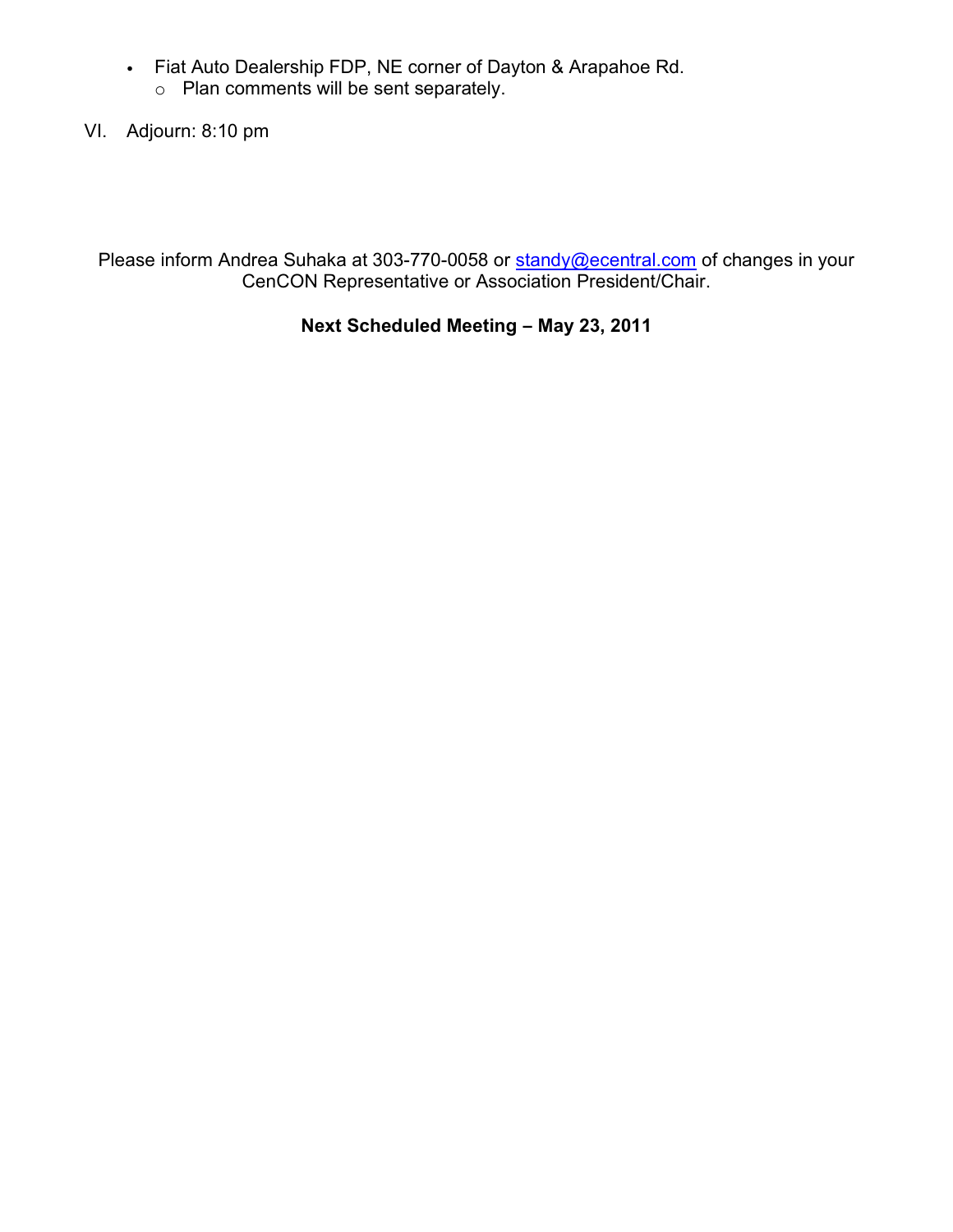- Fiat Auto Dealership FDP, NE corner of Dayton & Arapahoe Rd.
  - Plan comments will be sent separately.

VI. Adjourn: 8:10 pm

Please inform Andrea Suhaka at 303-770-0058 or standy@ecentral.com of changes in your CenCON Representative or Association President/Chair.

**Next Scheduled Meeting – May 23, 2011**